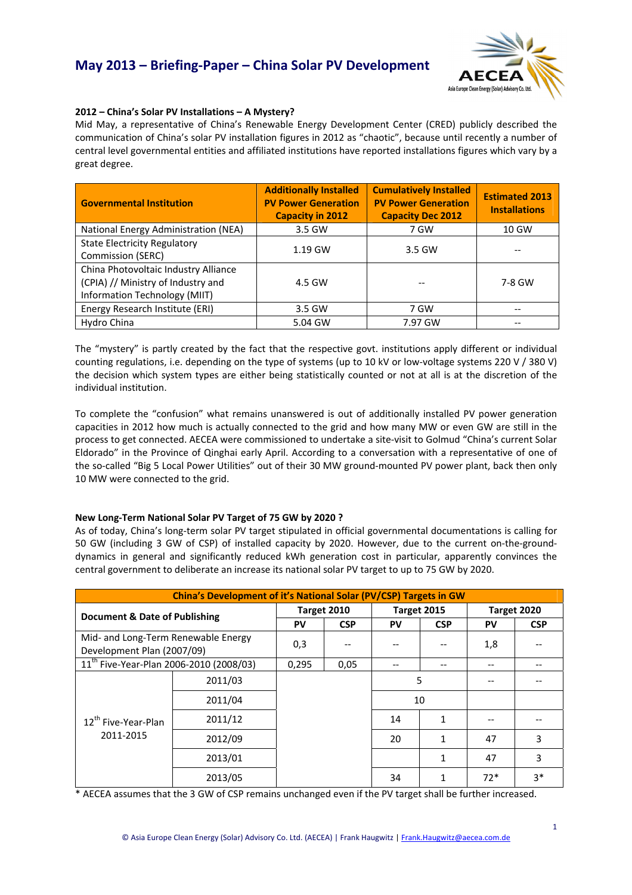# May 2013 – Briefing-Paper – China Solar PV Development

**2012 – China's Solar PV Installations – A Mystery?**

Mid May, a representative of China's Renewable Energy Development Center (CRED) publicly described the communication of China's solar PV installation figures in 2012 as "chaotic", because until recently a number of central level governmental entities and affiliated institutions have reported installations figures which vary by a great degree.

| Governmental Institution | Additionally Installed PV Power Generation Capacity in 2012 | Cumulatively Installed PV Power Generation Capacity Dec 2012 | Estimated 2013 Installations |
|---|---|---|---|
| National Energy Administration (NEA) | 3.5 GW | 7 GW | 10 GW |
| State Electricity Regulatory Commission (SERC) | 1.19 GW | 3.5 GW | -- |
| China Photovoltaic Industry Alliance (CPIA) // Ministry of Industry and Information Technology (MIIT) | 4.5 GW | -- | 7-8 GW |
| Energy Research Institute (ERI) | 3.5 GW | 7 GW | -- |
| Hydro China | 5.04 GW | 7.97 GW | -- |

The "mystery" is partly created by the fact that the respective govt. institutions apply different or individual counting regulations, i.e. depending on the type of systems (up to 10 kV or low-voltage systems 220 V / 380 V) the decision which system types are either being statistically counted or not at all is at the discretion of the individual institution.

To complete the "confusion" what remains unanswered is out of additionally installed PV power generation capacities in 2012 how much is actually connected to the grid and how many MW or even GW are still in the process to get connected. AECEA were commissioned to undertake a site-visit to Golmud "China's current Solar Eldorado" in the Province of Qinghai early April. According to a conversation with a representative of one of the so-called "Big 5 Local Power Utilities" out of their 30 MW ground-mounted PV power plant, back then only 10 MW were connected to the grid.

**New Long-Term National Solar PV Target of 75 GW by 2020 ?**

As of today, China's long-term solar PV target stipulated in official governmental documentations is calling for 50 GW (including 3 GW of CSP) of installed capacity by 2020. However, due to the current on-the-ground-dynamics in general and significantly reduced kWh generation cost in particular, apparently convinces the central government to deliberate an increase its national solar PV target to up to 75 GW by 2020.

| China's Development of it's National Solar (PV/CSP) Targets in GW | | | | | | | |
|---|---|---|---|---|---|---|---|
| Document & Date of Publishing | | Target 2010 | | Target 2015 | | Target 2020 | |
| | | PV | CSP | PV | CSP | PV | CSP |
| Mid- and Long-Term Renewable Energy Development Plan (2007/09) | | 0,3 | -- | -- | -- | 1,8 | -- |
| 11th Five-Year-Plan 2006-2010 (2008/03) | | 0,295 | 0,05 | -- | -- | -- | -- |
| 12th Five-Year-Plan 2011-2015 | 2011/03 | | | 5 | | -- | -- |
| | 2011/04 | | | 10 | | | |
| | 2011/12 | | | 14 | 1 | -- | -- |
| | 2012/09 | | | 20 | 1 | 47 | 3 |
| | 2013/01 | | | | 1 | 47 | 3 |
| | 2013/05 | | | 34 | 1 | 72* | 3* |

\* AECEA assumes that the 3 GW of CSP remains unchanged even if the PV target shall be further increased.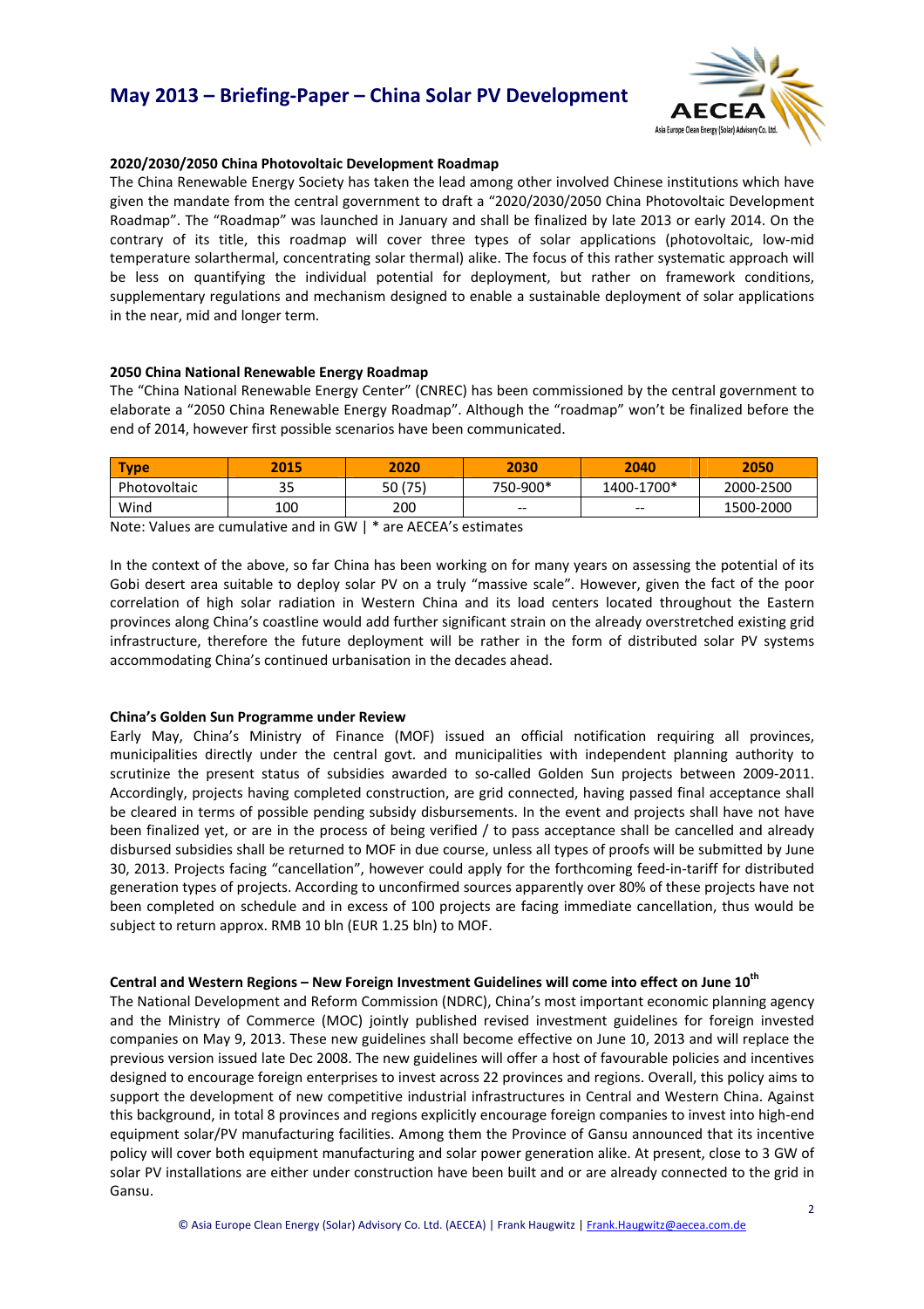### 2020/2030/2050 China Photovoltaic Development Roadmap

The China Renewable Energy Society has taken the lead among other involved Chinese institutions which have given the mandate from the central government to draft a "2020/2030/2050 China Photovoltaic Development Roadmap". The "Roadmap" was launched in January and shall be finalized by late 2013 or early 2014. On the contrary of its title, this roadmap will cover three types of solar applications (photovoltaic, low-mid temperature solarthermal, concentrating solar thermal) alike. The focus of this rather systematic approach will be less on quantifying the individual potential for deployment, but rather on framework conditions, supplementary regulations and mechanism designed to enable a sustainable deployment of solar applications in the near, mid and longer term.

### 2050 China National Renewable Energy Roadmap

The "China National Renewable Energy Center" (CNREC) has been commissioned by the central government to elaborate a "2050 China Renewable Energy Roadmap". Although the "roadmap" won't be finalized before the end of 2014, however first possible scenarios have been communicated.

| Type | 2015 | 2020 | 2030 | 2040 | 2050 |
|---|---|---|---|---|---|
| Photovoltaic | 35 | 50 (75) | 750-900* | 1400-1700* | 2000-2500 |
| Wind | 100 | 200 | -- | -- | 1500-2000 |

Note: Values are cumulative and in GW | * are AECEA's estimates

In the context of the above, so far China has been working on for many years on assessing the potential of its Gobi desert area suitable to deploy solar PV on a truly "massive scale". However, given the fact of the poor correlation of high solar radiation in Western China and its load centers located throughout the Eastern provinces along China's coastline would add further significant strain on the already overstretched existing grid infrastructure, therefore the future deployment will be rather in the form of distributed solar PV systems accommodating China's continued urbanisation in the decades ahead.

### China's Golden Sun Programme under Review

Early May, China's Ministry of Finance (MOF) issued an official notification requiring all provinces, municipalities directly under the central govt. and municipalities with independent planning authority to scrutinize the present status of subsidies awarded to so-called Golden Sun projects between 2009-2011. Accordingly, projects having completed construction, are grid connected, having passed final acceptance shall be cleared in terms of possible pending subsidy disbursements. In the event and projects shall have not been finalized yet, or are in the process of being verified / to pass acceptance shall be cancelled and already disbursed subsidies shall be returned to MOF in due course, unless all types of proofs will be submitted by June 30, 2013. Projects facing "cancellation", however could apply for the forthcoming feed-in-tariff for distributed generation types of projects. According to unconfirmed sources apparently over 80% of these projects have not been completed on schedule and in excess of 100 projects are facing immediate cancellation, thus would be subject to return approx. RMB 10 bln (EUR 1.25 bln) to MOF.

### Central and Western Regions – New Foreign Investment Guidelines will come into effect on June 10th

The National Development and Reform Commission (NDRC), China's most important economic planning agency and the Ministry of Commerce (MOC) jointly published revised investment guidelines for foreign invested companies on May 9, 2013. These new guidelines shall become effective on June 10, 2013 and will replace the previous version issued late Dec 2008. The new guidelines will offer a host of favourable policies and incentives designed to encourage foreign enterprises to invest across 22 provinces and regions. Overall, this policy aims to support the development of new competitive industrial infrastructures in Central and Western China. Against this background, in total 8 provinces and regions explicitly encourage foreign companies to invest into high-end equipment solar/PV manufacturing facilities. Among them the Province of Gansu announced that its incentive policy will cover both equipment manufacturing and solar power generation alike. At present, close to 3 GW of solar PV installations are either under construction have been built and or are already connected to the grid in Gansu.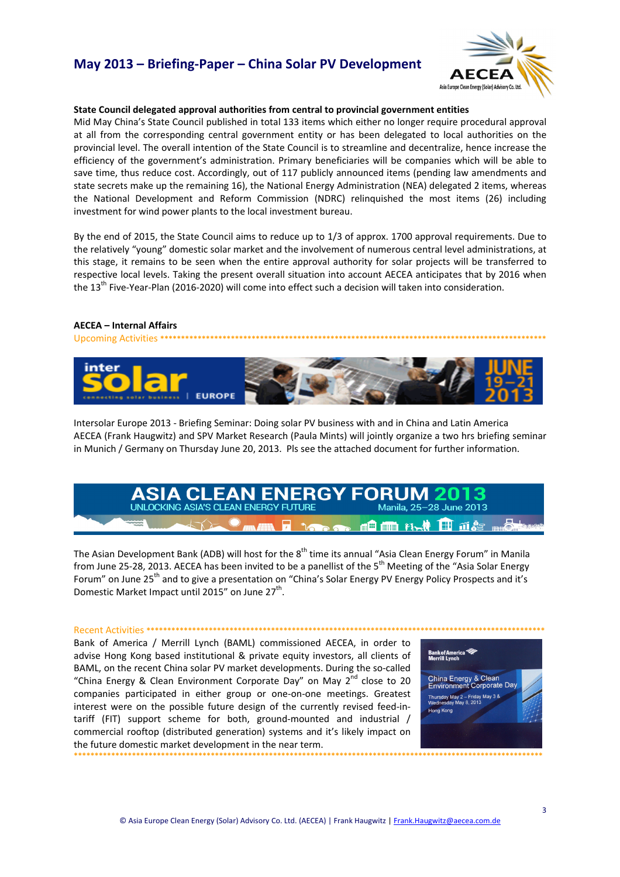### State Council delegated approval authorities from central to provincial government entities

Mid May China's State Council published in total 133 items which either no longer require procedural approval at all from the corresponding central government entity or has been delegated to local authorities on the provincial level. The overall intention of the State Council is to streamline and decentralize, hence increase the efficiency of the government's administration. Primary beneficiaries will be companies which will be able to save time, thus reduce cost. Accordingly, out of 117 publicly announced items (pending law amendments and state secrets make up the remaining 16), the National Energy Administration (NEA) delegated 2 items, whereas the National Development and Reform Commission (NDRC) relinquished the most items (26) including investment for wind power plants to the local investment bureau.

By the end of 2015, the State Council aims to reduce up to 1/3 of approx. 1700 approval requirements. Due to the relatively "young" domestic solar market and the involvement of numerous central level administrations, at this stage, it remains to be seen when the entire approval authority for solar projects will be transferred to respective local levels. Taking the present overall situation into account AECEA anticipates that by 2016 when the 13th Five-Year-Plan (2016-2020) will come into effect such a decision will taken into consideration.

### AECEA – Internal Affairs

Upcoming Activities ******************************************************************************************

Intersolar Europe 2013 - Briefing Seminar: Doing solar PV business with and in China and Latin America
AECEA (Frank Haugwitz) and SPV Market Research (Paula Mints) will jointly organize a two hrs briefing seminar in Munich / Germany on Thursday June 20, 2013. Pls see the attached document for further information.

The Asian Development Bank (ADB) will host for the 8th time its annual "Asia Clean Energy Forum" in Manila from June 25-28, 2013. AECEA has been invited to be a panellist of the 5th Meeting of the "Asia Solar Energy Forum" on June 25th and to give a presentation on "China's Solar Energy PV Energy Policy Prospects and it's Domestic Market Impact until 2015" on June 27th.

Recent Activities ******************************************************************************************

Bank of America / Merrill Lynch (BAML) commissioned AECEA, in order to advise Hong Kong based institutional & private equity investors, all clients of BAML, on the recent China solar PV market developments. During the so-called "China Energy & Clean Environment Corporate Day" on May 2nd close to 20 companies participated in either group or one-on-one meetings. Greatest interest were on the possible future design of the currently revised feed-in-tariff (FIT) support scheme for both, ground-mounted and industrial / commercial rooftop (distributed generation) systems and it's likely impact on the future domestic market development in the near term.

******************************************************************************************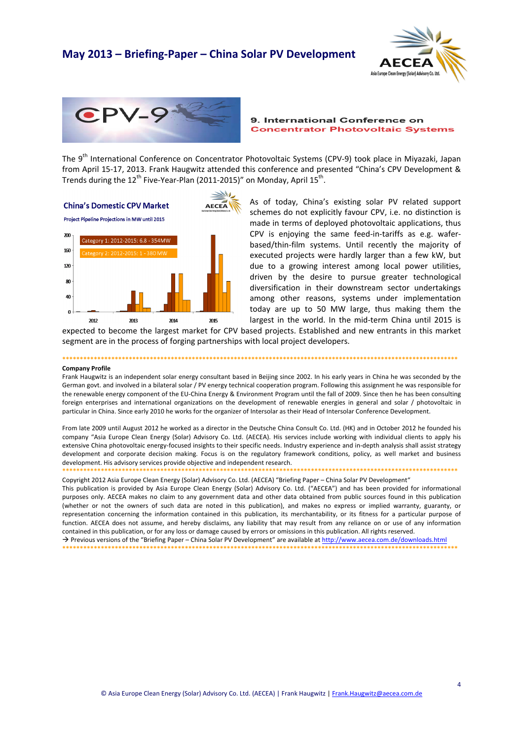9. International Conference on Concentrator Photovoltaic Systems

The 9th International Conference on Concentrator Photovoltaic Systems (CPV-9) took place in Miyazaki, Japan from April 15-17, 2013. Frank Haugwitz attended this conference and presented "China's CPV Development & Trends during the 12th Five-Year-Plan (2011-2015)" on Monday, April 15th.

China's Domestic CPV Market

Project Pipeline Projections in MW until 2015

Category 1: 2012-2015: 6.8 - 354MW

Category 2: 2012-2015: 1 - 380 MW

200
160
120
80
40
0

2012
2013
2014
2015

As of today, China's existing solar PV related support schemes do not explicitly favour CPV, i.e. no distinction is made in terms of deployed photovoltaic applications, thus CPV is enjoying the same feed-in-tariffs as e.g. wafer-based/thin-film systems. Until recently the majority of executed projects were hardly larger than a few kW, but due to a growing interest among local power utilities, driven by the desire to pursue greater technological diversification in their downstream sector undertakings among other reasons, systems under implementation today are up to 50 MW large, thus making them the largest in the world. In the mid-term China until 2015 is expected to become the largest market for CPV based projects. Established and new entrants in this market segment are in the process of forging partnerships with local project developers.

**Company Profile**

Frank Haugwitz is an independent solar energy consultant based in Beijing since 2002. In his early years in China he was seconded by the German govt. and involved in a bilateral solar / PV energy technical cooperation program. Following this assignment he was responsible for the renewable energy component of the EU-China Energy & Environment Program until the fall of 2009. Since then he has been consulting foreign enterprises and international organizations on the development of renewable energies in general and solar / photovoltaic in particular in China. Since early 2010 he works for the organizer of Intersolar as their Head of Intersolar Conference Development.

From late 2009 until August 2012 he worked as a director in the Deutsche China Consult Co. Ltd. (HK) and in October 2012 he founded his company "Asia Europe Clean Energy (Solar) Advisory Co. Ltd. (AECEA). His services include working with individual clients to apply his extensive China photovoltaic energy-focused insights to their specific needs. Industry experience and in-depth analysis shall assist strategy development and corporate decision making. Focus is on the regulatory framework conditions, policy, as well market and business development. His advisory services provide objective and independent research.

Copyright 2012 Asia Europe Clean Energy (Solar) Advisory Co. Ltd. (AECEA) "Briefing Paper – China Solar PV Development"
This publication is provided by Asia Europe Clean Energy (Solar) Advisory Co. Ltd. ("AECEA") and has been provided for informational purposes only. AECEA makes no claim to any government data and other data obtained from public sources found in this publication (whether or not the owners of such data are noted in this publication), and makes no express or implied warranty, guaranty, or representation concerning the information contained in this publication, its merchantability, or its fitness for a particular purpose of function. AECEA does not assume, and hereby disclaims, any liability that may result from any reliance on or use of any information contained in this publication, or for any loss or damage caused by errors or omissions in this publication. All rights reserved.
→ Previous versions of the "Briefing Paper – China Solar PV Development" are available at http://www.aecea.com.de/downloads.html